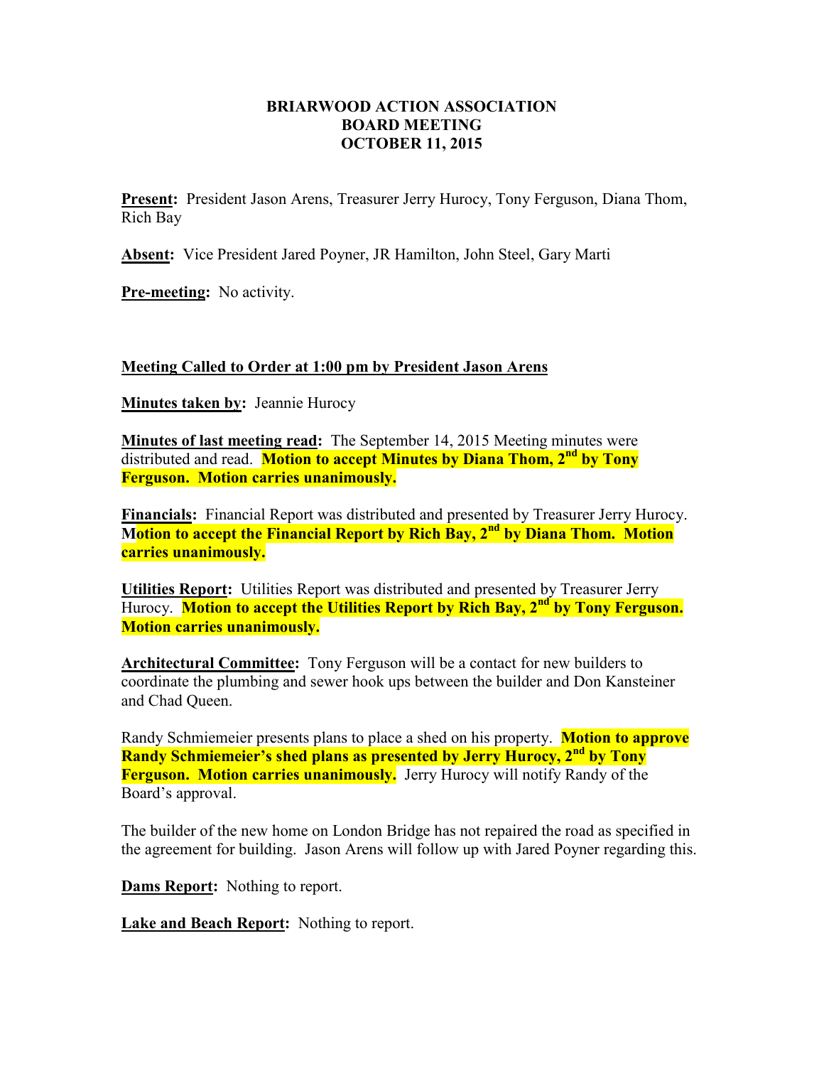**BRIARWOOD ACTION ASSOCIATION**
**BOARD MEETING**
**OCTOBER 11, 2015**

**Present:** President Jason Arens, Treasurer Jerry Hurocy, Tony Ferguson, Diana Thom, Rich Bay

**Absent:** Vice President Jared Poyner, JR Hamilton, John Steel, Gary Marti

**Pre-meeting:** No activity.

**Meeting Called to Order at 1:00 pm by President Jason Arens**

**Minutes taken by:** Jeannie Hurocy

**Minutes of last meeting read:** The September 14, 2015 Meeting minutes were distributed and read. **Motion to accept Minutes by Diana Thom, 2nd by Tony Ferguson. Motion carries unanimously.**

**Financials:** Financial Report was distributed and presented by Treasurer Jerry Hurocy. **Motion to accept the Financial Report by Rich Bay, 2nd by Diana Thom. Motion carries unanimously.**

**Utilities Report:** Utilities Report was distributed and presented by Treasurer Jerry Hurocy. **Motion to accept the Utilities Report by Rich Bay, 2nd by Tony Ferguson. Motion carries unanimously.**

**Architectural Committee:** Tony Ferguson will be a contact for new builders to coordinate the plumbing and sewer hook ups between the builder and Don Kansteiner and Chad Queen.

Randy Schmiemeier presents plans to place a shed on his property. **Motion to approve Randy Schmiemeier's shed plans as presented by Jerry Hurocy, 2nd by Tony Ferguson. Motion carries unanimously.** Jerry Hurocy will notify Randy of the Board's approval.

The builder of the new home on London Bridge has not repaired the road as specified in the agreement for building. Jason Arens will follow up with Jared Poyner regarding this.

**Dams Report:** Nothing to report.

**Lake and Beach Report:** Nothing to report.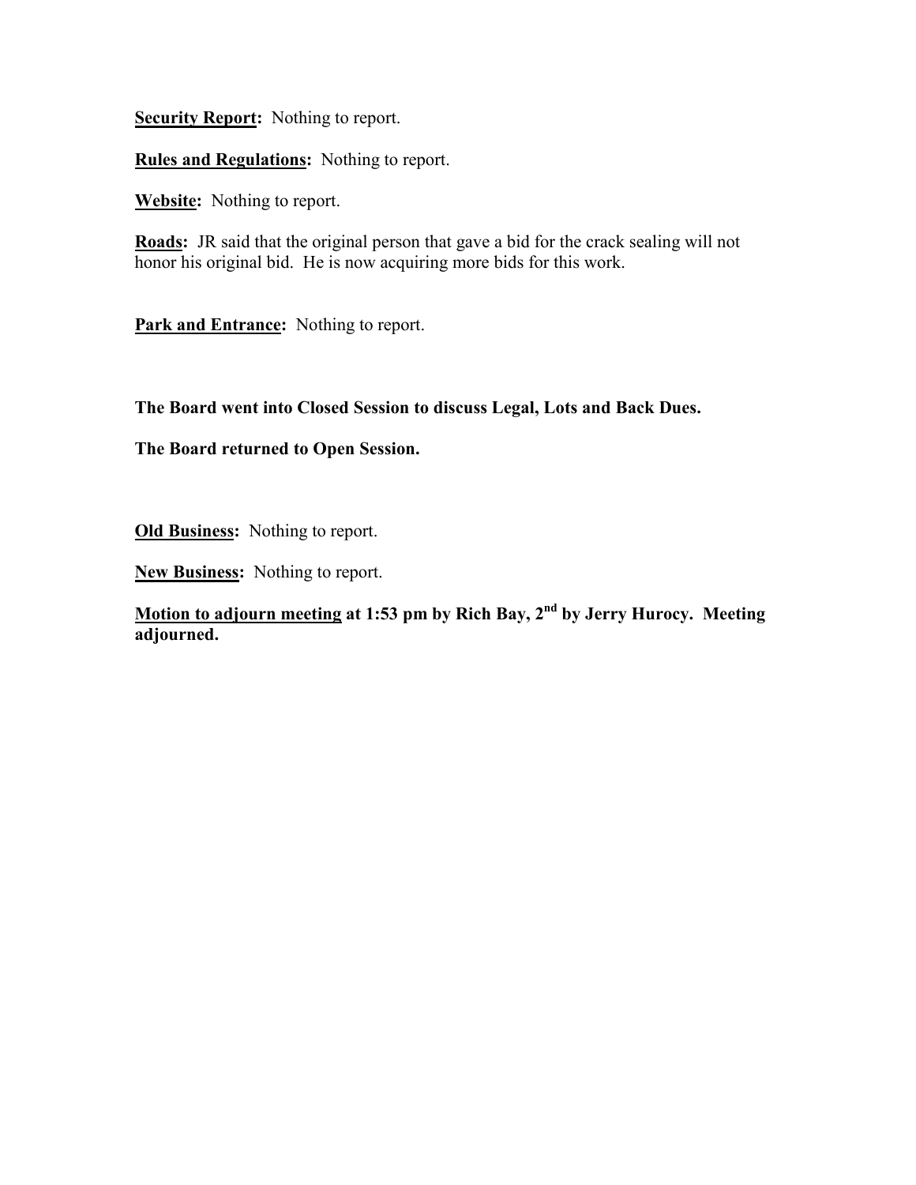**Security Report:** Nothing to report.

**Rules and Regulations:** Nothing to report.

**Website:** Nothing to report.

**Roads:** JR said that the original person that gave a bid for the crack sealing will not honor his original bid. He is now acquiring more bids for this work.

**Park and Entrance:** Nothing to report.

**The Board went into Closed Session to discuss Legal, Lots and Back Dues.**

**The Board returned to Open Session.**

**Old Business:** Nothing to report.

**New Business:** Nothing to report.

**Motion to adjourn meeting at 1:53 pm by Rich Bay, 2nd by Jerry Hurocy. Meeting adjourned.**